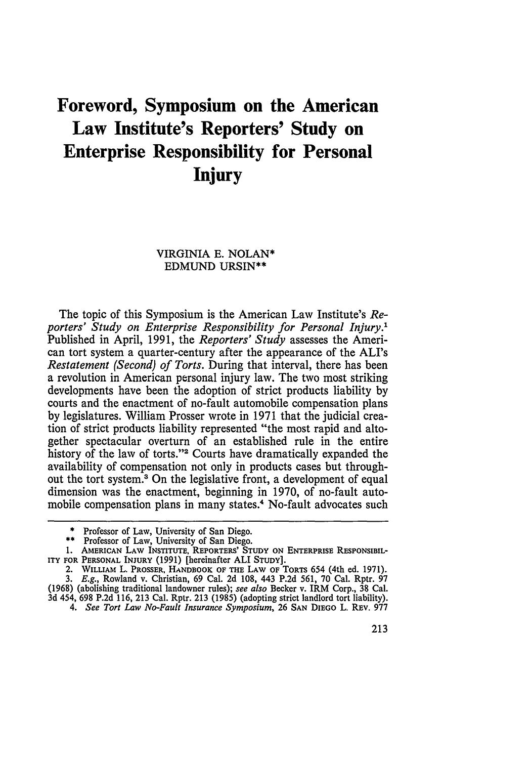# Foreword, Symposium on the American Law Institute's Reporters' Study on Enterprise Responsibility for Personal Injury

VIRGINIA E. NOLAN*
EDMUND URSIN**

The topic of this Symposium is the American Law Institute's *Reporters' Study on Enterprise Responsibility for Personal Injury.*[1] Published in April, 1991, the *Reporters' Study* assesses the American tort system a quarter-century after the appearance of the ALI's *Restatement (Second) of Torts.* During that interval, there has been a revolution in American personal injury law. The two most striking developments have been the adoption of strict products liability by courts and the enactment of no-fault automobile compensation plans by legislatures. William Prosser wrote in 1971 that the judicial creation of strict products liability represented "the most rapid and altogether spectacular overturn of an established rule in the entire history of the law of torts."[2] Courts have dramatically expanded the availability of compensation not only in products cases but throughout the tort system.[3] On the legislative front, a development of equal dimension was the enactment, beginning in 1970, of no-fault automobile compensation plans in many states.[4] No-fault advocates such

---

\* Professor of Law, University of San Diego.

\*\* Professor of Law, University of San Diego.

1. AMERICAN LAW INSTITUTE, REPORTERS' STUDY ON ENTERPRISE RESPONSIBILITY FOR PERSONAL INJURY (1991) [hereinafter ALI STUDY].

2. WILLIAM L. PROSSER, HANDBOOK OF THE LAW OF TORTS 654 (4th ed. 1971).

3. *E.g.*, Rowland v. Christian, 69 Cal. 2d 108, 443 P.2d 561, 70 Cal. Rptr. 97 (1968) (abolishing traditional landowner rules); *see also* Becker v. IRM Corp., 38 Cal. 3d 454, 698 P.2d 116, 213 Cal. Rptr. 213 (1985) (adopting strict landlord tort liability).

4. *See Tort Law No-Fault Insurance Symposium*, 26 SAN DIEGO L. REV. 977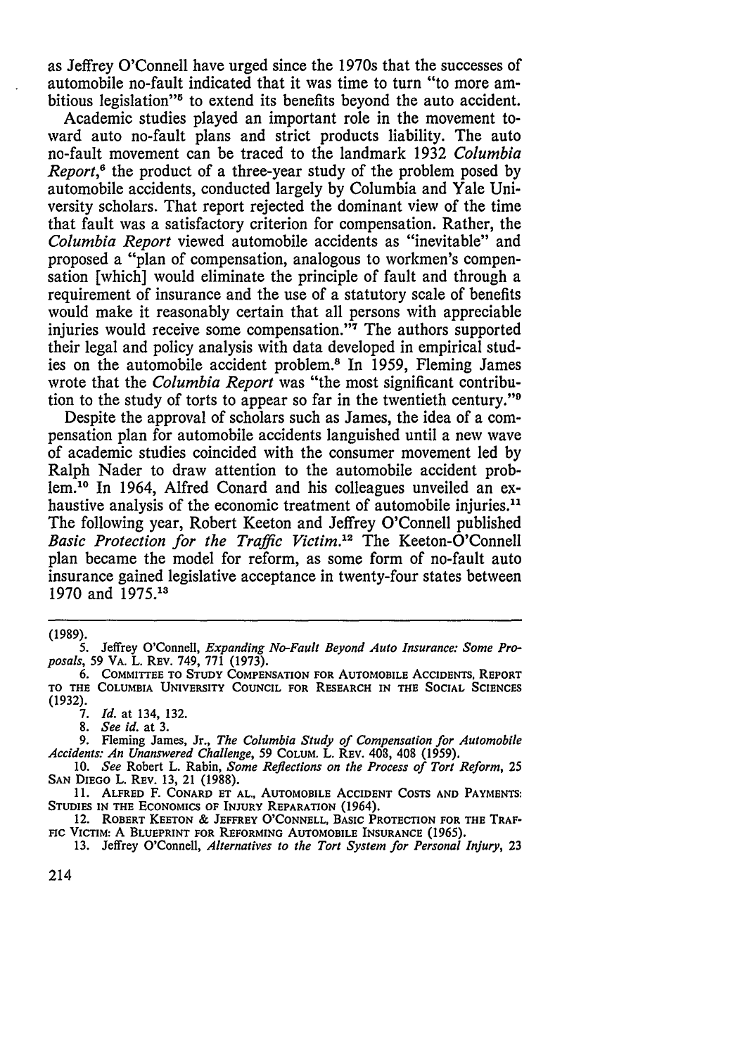as Jeffrey O'Connell have urged since the 1970s that the successes of automobile no-fault indicated that it was time to turn "to more ambitious legislation"[5] to extend its benefits beyond the auto accident.

Academic studies played an important role in the movement toward auto no-fault plans and strict products liability. The auto no-fault movement can be traced to the landmark 1932 *Columbia Report*,[6] the product of a three-year study of the problem posed by automobile accidents, conducted largely by Columbia and Yale University scholars. That report rejected the dominant view of the time that fault was a satisfactory criterion for compensation. Rather, the *Columbia Report* viewed automobile accidents as "inevitable" and proposed a "plan of compensation, analogous to workmen's compensation [which] would eliminate the principle of fault and through a requirement of insurance and the use of a statutory scale of benefits would make it reasonably certain that all persons with appreciable injuries would receive some compensation."[7] The authors supported their legal and policy analysis with data developed in empirical studies on the automobile accident problem.[8] In 1959, Fleming James wrote that the *Columbia Report* was "the most significant contribution to the study of torts to appear so far in the twentieth century."[9]

Despite the approval of scholars such as James, the idea of a compensation plan for automobile accidents languished until a new wave of academic studies coincided with the consumer movement led by Ralph Nader to draw attention to the automobile accident problem.[10] In 1964, Alfred Conard and his colleagues unveiled an exhaustive analysis of the economic treatment of automobile injuries.[11] The following year, Robert Keeton and Jeffrey O'Connell published *Basic Protection for the Traffic Victim*.[12] The Keeton-O'Connell plan became the model for reform, as some form of no-fault auto insurance gained legislative acceptance in twenty-four states between 1970 and 1975.[13]

---

(1989).

5. Jeffrey O'Connell, *Expanding No-Fault Beyond Auto Insurance: Some Proposals*, 59 VA. L. REV. 749, 771 (1973).

6. COMMITTEE TO STUDY COMPENSATION FOR AUTOMOBILE ACCIDENTS, REPORT TO THE COLUMBIA UNIVERSITY COUNCIL FOR RESEARCH IN THE SOCIAL SCIENCES (1932).

7. *Id.* at 134, 132.

8. *See id.* at 3.

9. Fleming James, Jr., *The Columbia Study of Compensation for Automobile Accidents: An Unanswered Challenge*, 59 COLUM. L. REV. 408, 408 (1959).

10. *See* Robert L. Rabin, *Some Reflections on the Process of Tort Reform*, 25 SAN DIEGO L. REV. 13, 21 (1988).

11. ALFRED F. CONARD ET AL., AUTOMOBILE ACCIDENT COSTS AND PAYMENTS: STUDIES IN THE ECONOMICS OF INJURY REPARATION (1964).

12. ROBERT KEETON & JEFFREY O'CONNELL, BASIC PROTECTION FOR THE TRAFFIC VICTIM: A BLUEPRINT FOR REFORMING AUTOMOBILE INSURANCE (1965).

13. Jeffrey O'Connell, *Alternatives to the Tort System for Personal Injury*, 23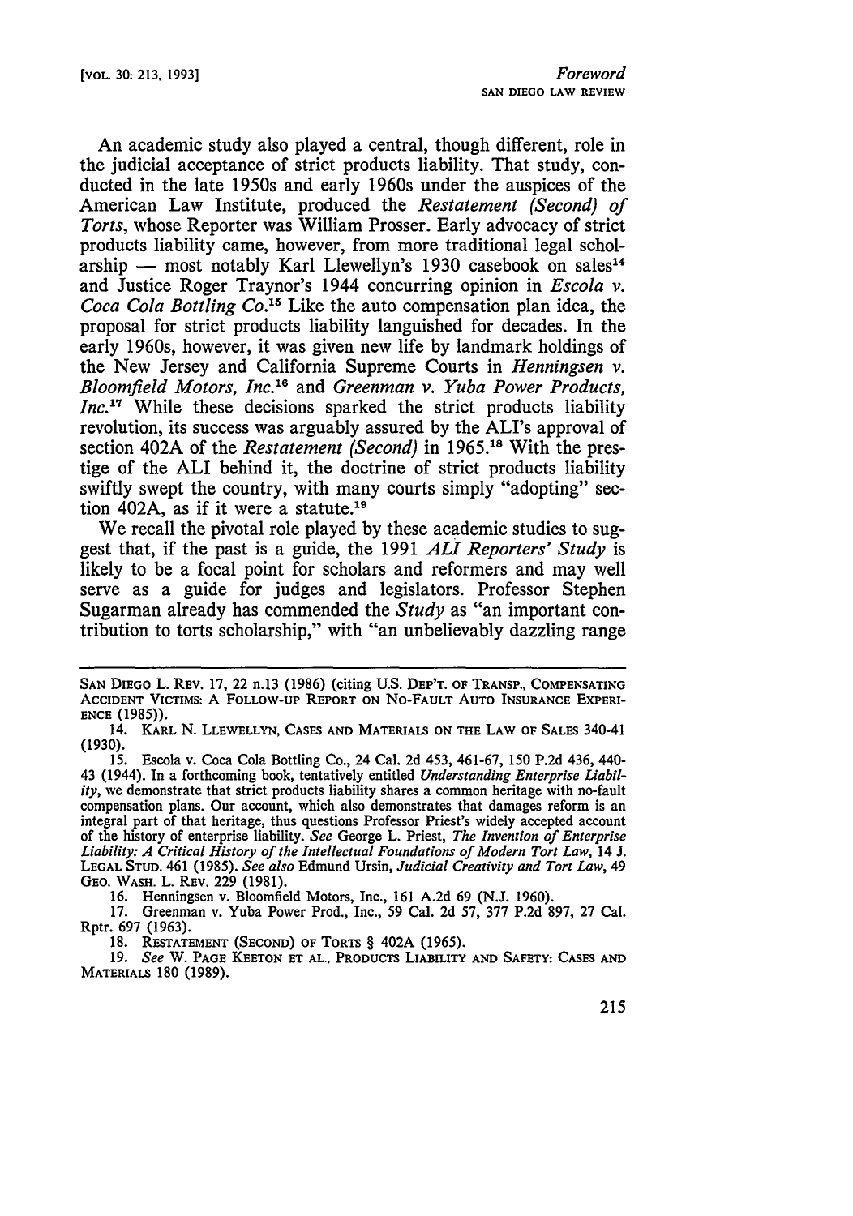An academic study also played a central, though different, role in the judicial acceptance of strict products liability. That study, conducted in the late 1950s and early 1960s under the auspices of the American Law Institute, produced the *Restatement (Second) of Torts*, whose Reporter was William Prosser. Early advocacy of strict products liability came, however, from more traditional legal scholarship — most notably Karl Llewellyn's 1930 casebook on sales[14] and Justice Roger Traynor's 1944 concurring opinion in *Escola v. Coca Cola Bottling Co.*[15] Like the auto compensation plan idea, the proposal for strict products liability languished for decades. In the early 1960s, however, it was given new life by landmark holdings of the New Jersey and California Supreme Courts in *Henningsen v. Bloomfield Motors, Inc.*[16] and *Greenman v. Yuba Power Products, Inc.*[17] While these decisions sparked the strict products liability revolution, its success was arguably assured by the ALI's approval of section 402A of the *Restatement (Second)* in 1965.[18] With the prestige of the ALI behind it, the doctrine of strict products liability swiftly swept the country, with many courts simply "adopting" section 402A, as if it were a statute.[19]

We recall the pivotal role played by these academic studies to suggest that, if the past is a guide, the 1991 *ALI Reporters' Study* is likely to be a focal point for scholars and reformers and may well serve as a guide for judges and legislators. Professor Stephen Sugarman already has commended the *Study* as "an important contribution to torts scholarship," with "an unbelievably dazzling range

---

SAN DIEGO L. REV. 17, 22 n.13 (1986) (citing U.S. DEP'T. OF TRANSP., COMPENSATING ACCIDENT VICTIMS: A FOLLOW-UP REPORT ON NO-FAULT AUTO INSURANCE EXPERIENCE (1985)).

14. KARL N. LLEWELLYN, CASES AND MATERIALS ON THE LAW OF SALES 340-41 (1930).

15. Escola v. Coca Cola Bottling Co., 24 Cal. 2d 453, 461-67, 150 P.2d 436, 440-43 (1944). In a forthcoming book, tentatively entitled *Understanding Enterprise Liability*, we demonstrate that strict products liability shares a common heritage with no-fault compensation plans. Our account, which also demonstrates that damages reform is an integral part of that heritage, thus questions Professor Priest's widely accepted account of the history of enterprise liability. *See* George L. Priest, *The Invention of Enterprise Liability: A Critical History of the Intellectual Foundations of Modern Tort Law*, 14 J. LEGAL STUD. 461 (1985). *See also* Edmund Ursin, *Judicial Creativity and Tort Law*, 49 GEO. WASH. L. REV. 229 (1981).

16. Henningsen v. Bloomfield Motors, Inc., 161 A.2d 69 (N.J. 1960).

17. Greenman v. Yuba Power Prod., Inc., 59 Cal. 2d 57, 377 P.2d 897, 27 Cal. Rptr. 697 (1963).

18. RESTATEMENT (SECOND) OF TORTS § 402A (1965).

19. *See* W. PAGE KEETON ET AL., PRODUCTS LIABILITY AND SAFETY: CASES AND MATERIALS 180 (1989).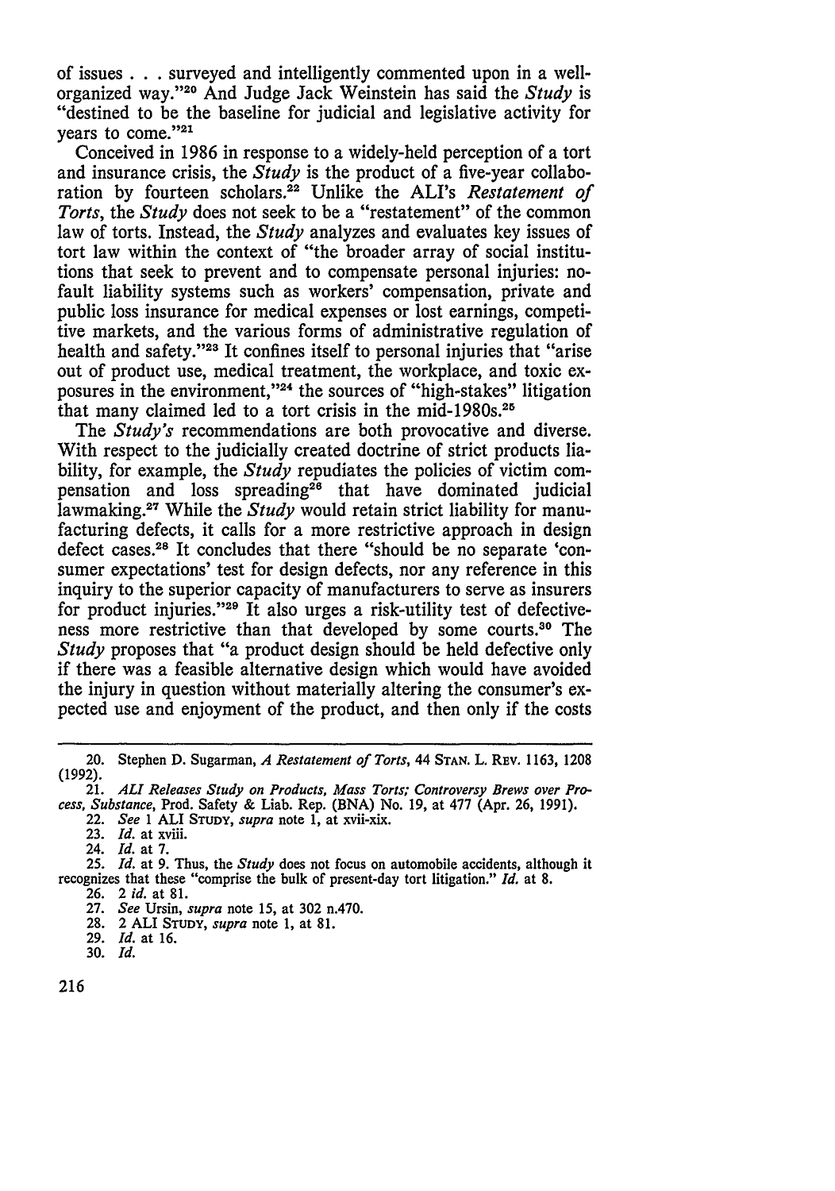of issues . . . surveyed and intelligently commented upon in a well-organized way."[20] And Judge Jack Weinstein has said the *Study* is "destined to be the baseline for judicial and legislative activity for years to come."[21]

Conceived in 1986 in response to a widely-held perception of a tort and insurance crisis, the *Study* is the product of a five-year collaboration by fourteen scholars.[22] Unlike the ALI's *Restatement of Torts*, the *Study* does not seek to be a "restatement" of the common law of torts. Instead, the *Study* analyzes and evaluates key issues of tort law within the context of "the broader array of social institutions that seek to prevent and to compensate personal injuries: no-fault liability systems such as workers' compensation, private and public loss insurance for medical expenses or lost earnings, competitive markets, and the various forms of administrative regulation of health and safety."[23] It confines itself to personal injuries that "arise out of product use, medical treatment, the workplace, and toxic exposures in the environment,"[24] the sources of "high-stakes" litigation that many claimed led to a tort crisis in the mid-1980s.[25]

The *Study's* recommendations are both provocative and diverse. With respect to the judicially created doctrine of strict products liability, for example, the *Study* repudiates the policies of victim compensation and loss spreading[26] that have dominated judicial lawmaking.[27] While the *Study* would retain strict liability for manufacturing defects, it calls for a more restrictive approach in design defect cases.[28] It concludes that there "should be no separate 'consumer expectations' test for design defects, nor any reference in this inquiry to the superior capacity of manufacturers to serve as insurers for product injuries."[29] It also urges a risk-utility test of defectiveness more restrictive than that developed by some courts.[30] The *Study* proposes that "a product design should be held defective only if there was a feasible alternative design which would have avoided the injury in question without materially altering the consumer's expected use and enjoyment of the product, and then only if the costs

---

20. Stephen D. Sugarman, *A Restatement of Torts*, 44 STAN. L. REV. 1163, 1208 (1992).

21. *ALI Releases Study on Products, Mass Torts; Controversy Brews over Process, Substance*, Prod. Safety & Liab. Rep. (BNA) No. 19, at 477 (Apr. 26, 1991).

22. *See* 1 ALI STUDY, *supra* note 1, at xvii-xix.

23. *Id.* at xviii.

24. *Id.* at 7.

25. *Id.* at 9. Thus, the *Study* does not focus on automobile accidents, although it recognizes that these "comprise the bulk of present-day tort litigation." *Id.* at 8.

26. 2 *id.* at 81.

27. *See* Ursin, *supra* note 15, at 302 n.470.

28. 2 ALI STUDY, *supra* note 1, at 81.

29. *Id.* at 16.

30. *Id.*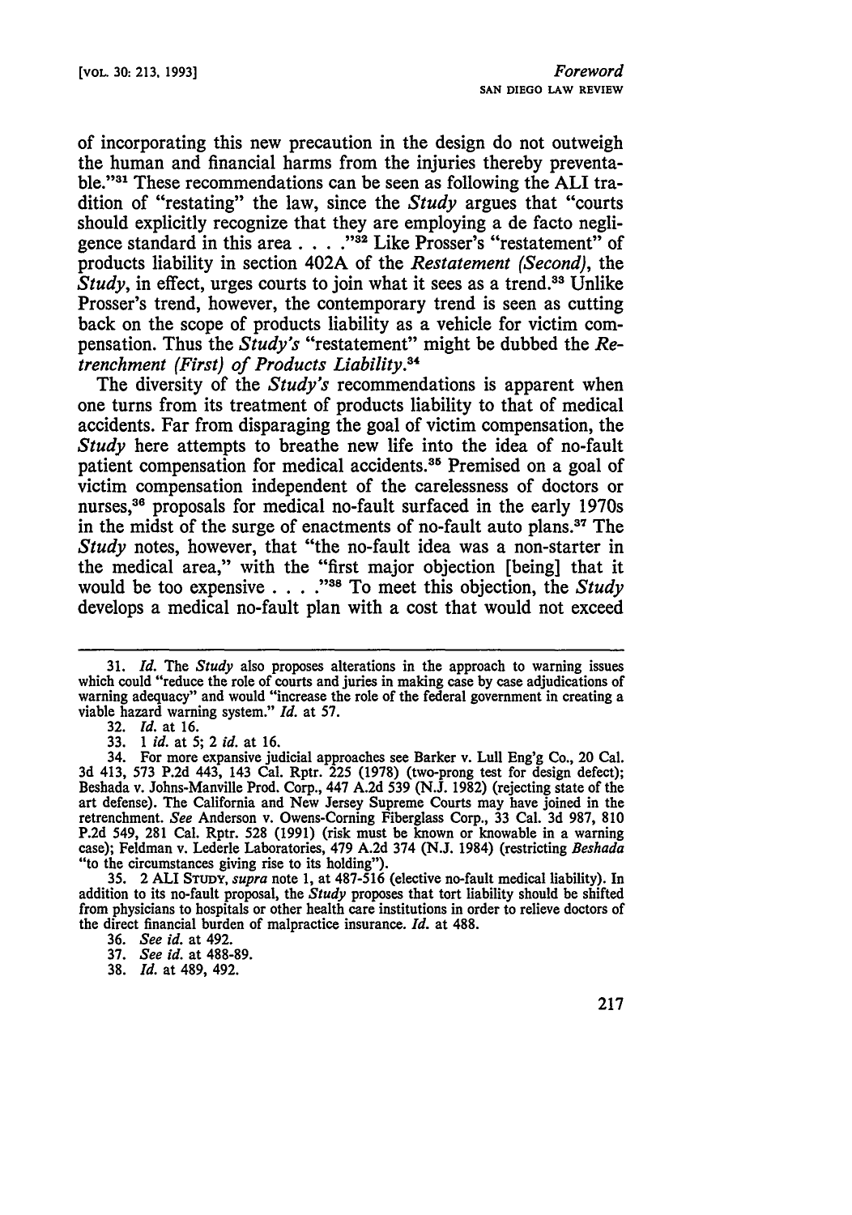of incorporating this new precaution in the design do not outweigh the human and financial harms from the injuries thereby preventable."[31] These recommendations can be seen as following the ALI tradition of "restating" the law, since the *Study* argues that "courts should explicitly recognize that they are employing a de facto negligence standard in this area . . . ."[32] Like Prosser's "restatement" of products liability in section 402A of the *Restatement (Second)*, the *Study*, in effect, urges courts to join what it sees as a trend.[33] Unlike Prosser's trend, however, the contemporary trend is seen as cutting back on the scope of products liability as a vehicle for victim compensation. Thus the *Study's* "restatement" might be dubbed the *Retrenchment (First) of Products Liability*.[34]

The diversity of the *Study's* recommendations is apparent when one turns from its treatment of products liability to that of medical accidents. Far from disparaging the goal of victim compensation, the *Study* here attempts to breathe new life into the idea of no-fault patient compensation for medical accidents.[35] Premised on a goal of victim compensation independent of the carelessness of doctors or nurses,[36] proposals for medical no-fault surfaced in the early 1970s in the midst of the surge of enactments of no-fault auto plans.[37] The *Study* notes, however, that "the no-fault idea was a non-starter in the medical area," with the "first major objection [being] that it would be too expensive . . . ."[38] To meet this objection, the *Study* develops a medical no-fault plan with a cost that would not exceed

---

31. *Id.* The *Study* also proposes alterations in the approach to warning issues which could "reduce the role of courts and juries in making case by case adjudications of warning adequacy" and would "increase the role of the federal government in creating a viable hazard warning system." *Id.* at 57.

32. *Id.* at 16.

33. 1 *id.* at 5; 2 *id.* at 16.

34. For more expansive judicial approaches see Barker v. Lull Eng'g Co., 20 Cal. 3d 413, 573 P.2d 443, 143 Cal. Rptr. 225 (1978) (two-prong test for design defect); Beshada v. Johns-Manville Prod. Corp., 447 A.2d 539 (N.J. 1982) (rejecting state of the art defense). The California and New Jersey Supreme Courts may have joined in the retrenchment. *See* Anderson v. Owens-Corning Fiberglass Corp., 33 Cal. 3d 987, 810 P.2d 549, 281 Cal. Rptr. 528 (1991) (risk must be known or knowable in a warning case); Feldman v. Lederle Laboratories, 479 A.2d 374 (N.J. 1984) (restricting *Beshada* "to the circumstances giving rise to its holding").

35. 2 ALI STUDY, *supra* note 1, at 487-516 (elective no-fault medical liability). In addition to its no-fault proposal, the *Study* proposes that tort liability should be shifted from physicians to hospitals or other health care institutions in order to relieve doctors of the direct financial burden of malpractice insurance. *Id.* at 488.

36. *See id.* at 492.

37. *See id.* at 488-89.

38. *Id.* at 489, 492.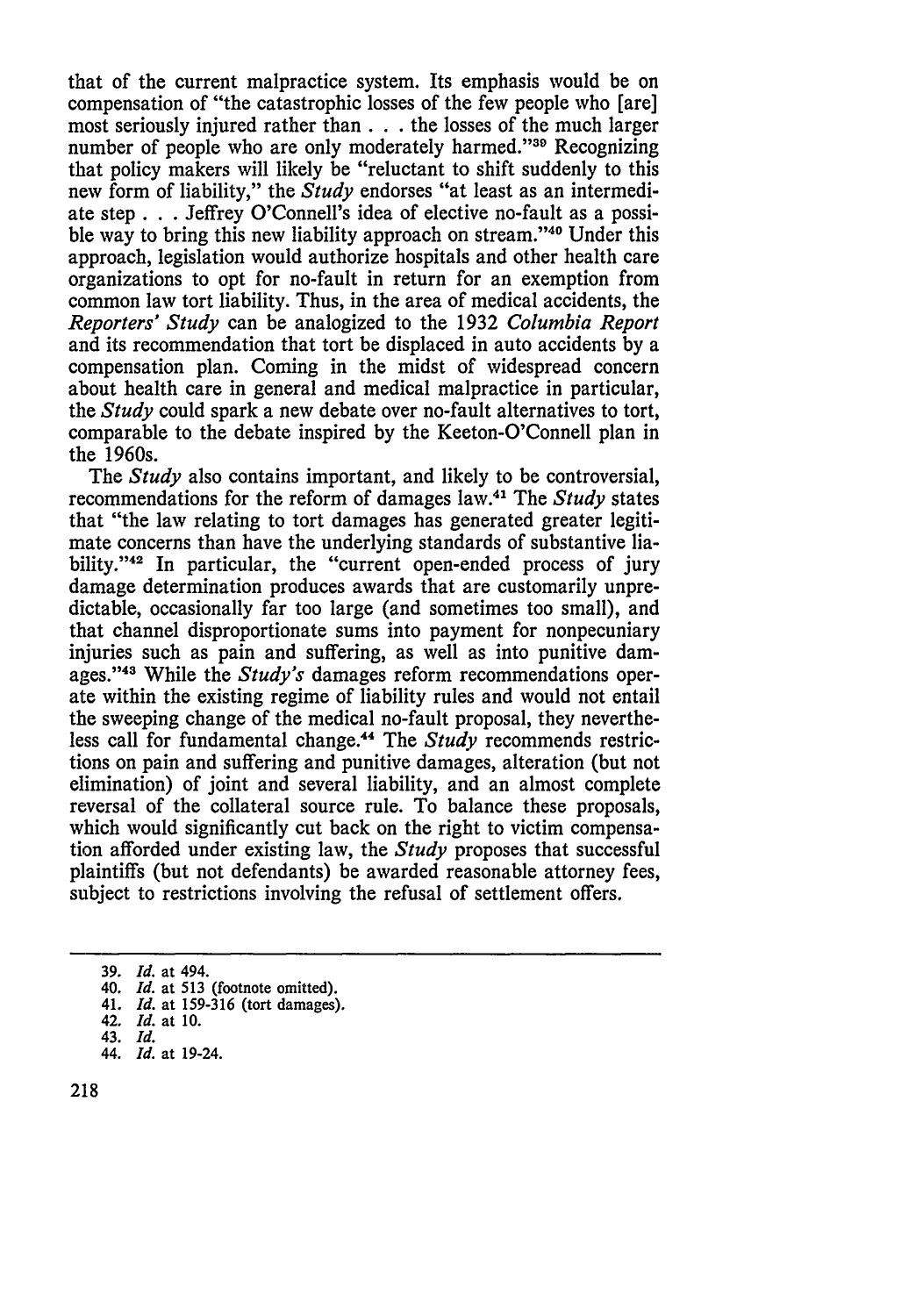that of the current malpractice system. Its emphasis would be on compensation of "the catastrophic losses of the few people who [are] most seriously injured rather than . . . the losses of the much larger number of people who are only moderately harmed."[39] Recognizing that policy makers will likely be "reluctant to shift suddenly to this new form of liability," the *Study* endorses "at least as an intermediate step . . . Jeffrey O'Connell's idea of elective no-fault as a possible way to bring this new liability approach on stream."[40] Under this approach, legislation would authorize hospitals and other health care organizations to opt for no-fault in return for an exemption from common law tort liability. Thus, in the area of medical accidents, the *Reporters' Study* can be analogized to the 1932 *Columbia Report* and its recommendation that tort be displaced in auto accidents by a compensation plan. Coming in the midst of widespread concern about health care in general and medical malpractice in particular, the *Study* could spark a new debate over no-fault alternatives to tort, comparable to the debate inspired by the Keeton-O'Connell plan in the 1960s.

The *Study* also contains important, and likely to be controversial, recommendations for the reform of damages law.[41] The *Study* states that "the law relating to tort damages has generated greater legitimate concerns than have the underlying standards of substantive liability."[42] In particular, the "current open-ended process of jury damage determination produces awards that are customarily unpredictable, occasionally far too large (and sometimes too small), and that channel disproportionate sums into payment for nonpecuniary injuries such as pain and suffering, as well as into punitive damages."[43] While the *Study's* damages reform recommendations operate within the existing regime of liability rules and would not entail the sweeping change of the medical no-fault proposal, they nevertheless call for fundamental change.[44] The *Study* recommends restrictions on pain and suffering and punitive damages, alteration (but not elimination) of joint and several liability, and an almost complete reversal of the collateral source rule. To balance these proposals, which would significantly cut back on the right to victim compensation afforded under existing law, the *Study* proposes that successful plaintiffs (but not defendants) be awarded reasonable attorney fees, subject to restrictions involving the refusal of settlement offers.

---

39. *Id.* at 494.
40. *Id.* at 513 (footnote omitted).
41. *Id.* at 159-316 (tort damages).
42. *Id.* at 10.
43. *Id.*
44. *Id.* at 19-24.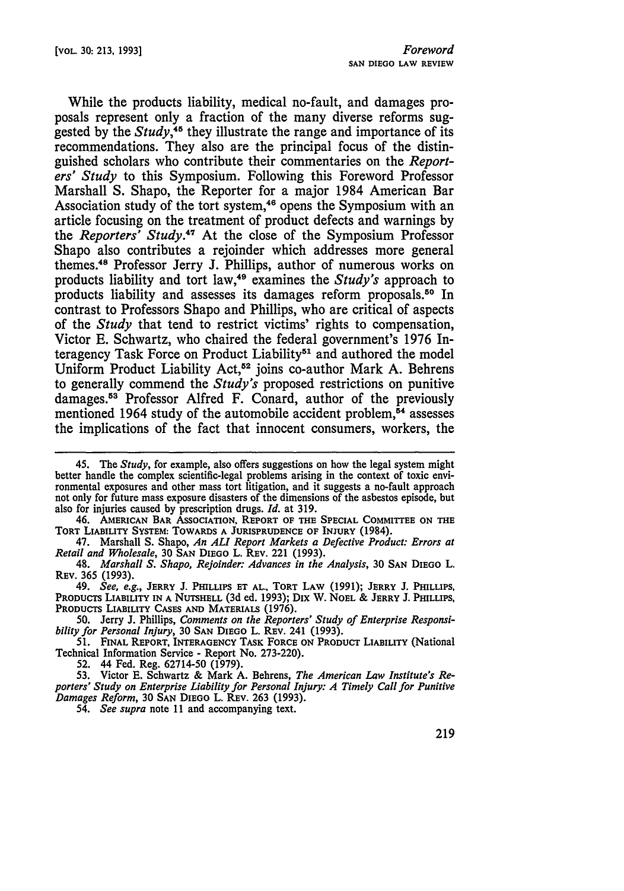While the products liability, medical no-fault, and damages proposals represent only a fraction of the many diverse reforms suggested by the *Study*,[45] they illustrate the range and importance of its recommendations. They also are the principal focus of the distinguished scholars who contribute their commentaries on the *Reporters' Study* to this Symposium. Following this Foreword Professor Marshall S. Shapo, the Reporter for a major 1984 American Bar Association study of the tort system,[46] opens the Symposium with an article focusing on the treatment of product defects and warnings by the *Reporters' Study*.[47] At the close of the Symposium Professor Shapo also contributes a rejoinder which addresses more general themes.[48] Professor Jerry J. Phillips, author of numerous works on products liability and tort law,[49] examines the *Study's* approach to products liability and assesses its damages reform proposals.[50] In contrast to Professors Shapo and Phillips, who are critical of aspects of the *Study* that tend to restrict victims' rights to compensation, Victor E. Schwartz, who chaired the federal government's 1976 Interagency Task Force on Product Liability[51] and authored the model Uniform Product Liability Act,[52] joins co-author Mark A. Behrens to generally commend the *Study's* proposed restrictions on punitive damages.[53] Professor Alfred F. Conard, author of the previously mentioned 1964 study of the automobile accident problem,[54] assesses the implications of the fact that innocent consumers, workers, the

---

45. The *Study*, for example, also offers suggestions on how the legal system might better handle the complex scientific-legal problems arising in the context of toxic environmental exposures and other mass tort litigation, and it suggests a no-fault approach not only for future mass exposure disasters of the dimensions of the asbestos episode, but also for injuries caused by prescription drugs. *Id.* at 319.

46. AMERICAN BAR ASSOCIATION, REPORT OF THE SPECIAL COMMITTEE ON THE TORT LIABILITY SYSTEM: TOWARDS A JURISPRUDENCE OF INJURY (1984).

47. Marshall S. Shapo, *An ALI Report Markets a Defective Product: Errors at Retail and Wholesale*, 30 SAN DIEGO L. REV. 221 (1993).

48. *Marshall S. Shapo, Rejoinder: Advances in the Analysis*, 30 SAN DIEGO L. REV. 365 (1993).

49. *See, e.g.*, JERRY J. PHILLIPS ET AL., TORT LAW (1991); JERRY J. PHILLIPS, PRODUCTS LIABILITY IN A NUTSHELL (3d ed. 1993); DIX W. NOEL & JERRY J. PHILLIPS, PRODUCTS LIABILITY CASES AND MATERIALS (1976).

50. Jerry J. Phillips, *Comments on the Reporters' Study of Enterprise Responsibility for Personal Injury*, 30 SAN DIEGO L. REV. 241 (1993).

51. FINAL REPORT, INTERAGENCY TASK FORCE ON PRODUCT LIABILITY (National Technical Information Service - Report No. 273-220).

52. 44 Fed. Reg. 62714-50 (1979).

53. Victor E. Schwartz & Mark A. Behrens, *The American Law Institute's Reporters' Study on Enterprise Liability for Personal Injury: A Timely Call for Punitive Damages Reform*, 30 SAN DIEGO L. REV. 263 (1993).

54. *See supra* note 11 and accompanying text.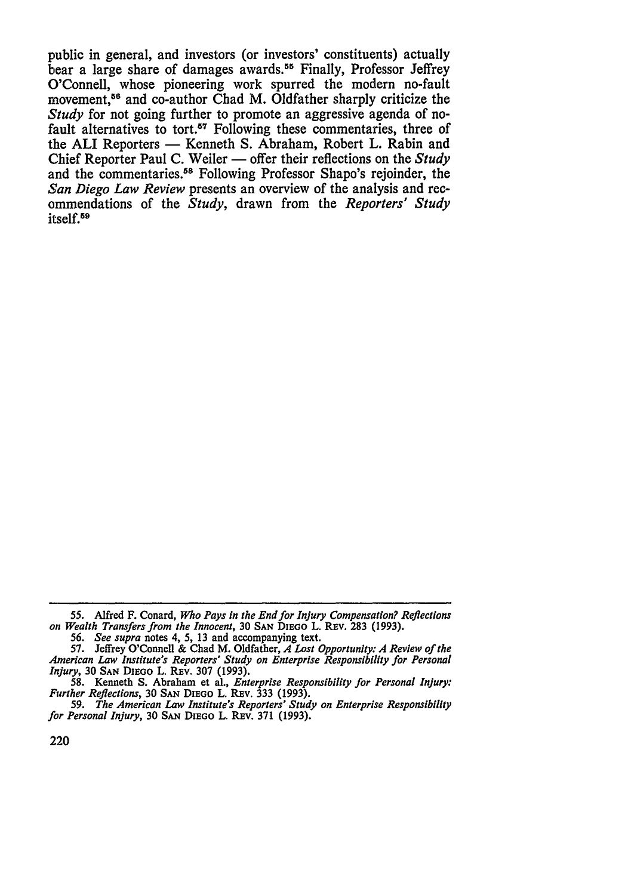public in general, and investors (or investors' constituents) actually bear a large share of damages awards.[55] Finally, Professor Jeffrey O'Connell, whose pioneering work spurred the modern no-fault movement,[56] and co-author Chad M. Oldfather sharply criticize the *Study* for not going further to promote an aggressive agenda of no-fault alternatives to tort.[57] Following these commentaries, three of the ALI Reporters — Kenneth S. Abraham, Robert L. Rabin and Chief Reporter Paul C. Weiler — offer their reflections on the *Study* and the commentaries.[58] Following Professor Shapo's rejoinder, the *San Diego Law Review* presents an overview of the analysis and recommendations of the *Study*, drawn from the *Reporters' Study* itself.[59]

---

55. Alfred F. Conard, *Who Pays in the End for Injury Compensation? Reflections on Wealth Transfers from the Innocent*, 30 SAN DIEGO L. REV. 283 (1993).

56. *See supra* notes 4, 5, 13 and accompanying text.

57. Jeffrey O'Connell & Chad M. Oldfather, *A Lost Opportunity: A Review of the American Law Institute's Reporters' Study on Enterprise Responsibility for Personal Injury*, 30 SAN DIEGO L. REV. 307 (1993).

58. Kenneth S. Abraham et al., *Enterprise Responsibility for Personal Injury: Further Reflections*, 30 SAN DIEGO L. REV. 333 (1993).

59. *The American Law Institute's Reporters' Study on Enterprise Responsibility for Personal Injury*, 30 SAN DIEGO L. REV. 371 (1993).